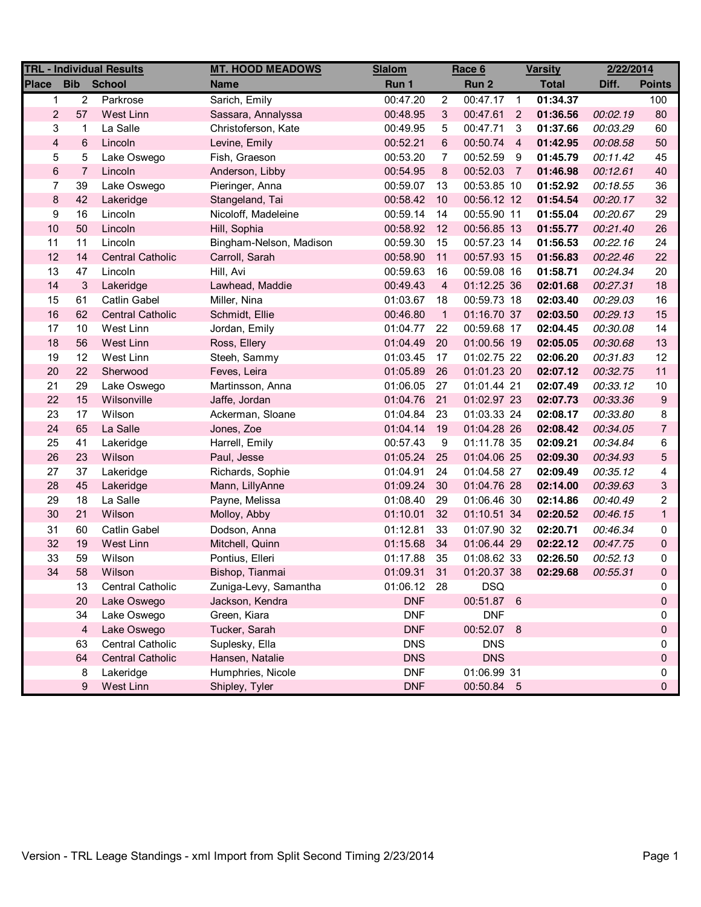| TRL - Individual Results | | | MT. HOOD MEADOWS | Slalom | | Race 6 | | Varsity | 2/22/2014 | |
|---|---|---|---|---|---|---|---|---|---|---|
| Place | Bib | School | Name | Run 1 | | Run 2 | | Total | Diff. | Points |
| 1 | 2 | Parkrose | Sarich, Emily | 00:47.20 | 2 | 00:47.17 | 1 | **01:34.37** | | 100 |
| 2 | 57 | West Linn | Sassara, Annalyssa | 00:48.95 | 3 | 00:47.61 | 2 | **01:36.56** | *00:02.19* | 80 |
| 3 | 1 | La Salle | Christoferson, Kate | 00:49.95 | 5 | 00:47.71 | 3 | **01:37.66** | *00:03.29* | 60 |
| 4 | 6 | Lincoln | Levine, Emily | 00:52.21 | 6 | 00:50.74 | 4 | **01:42.95** | *00:08.58* | 50 |
| 5 | 5 | Lake Oswego | Fish, Graeson | 00:53.20 | 7 | 00:52.59 | 9 | **01:45.79** | *00:11.42* | 45 |
| 6 | 7 | Lincoln | Anderson, Libby | 00:54.95 | 8 | 00:52.03 | 7 | **01:46.98** | *00:12.61* | 40 |
| 7 | 39 | Lake Oswego | Pieringer, Anna | 00:59.07 | 13 | 00:53.85 | 10 | **01:52.92** | *00:18.55* | 36 |
| 8 | 42 | Lakeridge | Stangeland, Tai | 00:58.42 | 10 | 00:56.12 | 12 | **01:54.54** | *00:20.17* | 32 |
| 9 | 16 | Lincoln | Nicoloff, Madeleine | 00:59.14 | 14 | 00:55.90 | 11 | **01:55.04** | *00:20.67* | 29 |
| 10 | 50 | Lincoln | Hill, Sophia | 00:58.92 | 12 | 00:56.85 | 13 | **01:55.77** | *00:21.40* | 26 |
| 11 | 11 | Lincoln | Bingham-Nelson, Madison | 00:59.30 | 15 | 00:57.23 | 14 | **01:56.53** | *00:22.16* | 24 |
| 12 | 14 | Central Catholic | Carroll, Sarah | 00:58.90 | 11 | 00:57.93 | 15 | **01:56.83** | *00:22.46* | 22 |
| 13 | 47 | Lincoln | Hill, Avi | 00:59.63 | 16 | 00:59.08 | 16 | **01:58.71** | *00:24.34* | 20 |
| 14 | 3 | Lakeridge | Lawhead, Maddie | 00:49.43 | 4 | 01:12.25 | 36 | **02:01.68** | *00:27.31* | 18 |
| 15 | 61 | Catlin Gabel | Miller, Nina | 01:03.67 | 18 | 00:59.73 | 18 | **02:03.40** | *00:29.03* | 16 |
| 16 | 62 | Central Catholic | Schmidt, Ellie | 00:46.80 | 1 | 01:16.70 | 37 | **02:03.50** | *00:29.13* | 15 |
| 17 | 10 | West Linn | Jordan, Emily | 01:04.77 | 22 | 00:59.68 | 17 | **02:04.45** | *00:30.08* | 14 |
| 18 | 56 | West Linn | Ross, Ellery | 01:04.49 | 20 | 01:00.56 | 19 | **02:05.05** | *00:30.68* | 13 |
| 19 | 12 | West Linn | Steeh, Sammy | 01:03.45 | 17 | 01:02.75 | 22 | **02:06.20** | *00:31.83* | 12 |
| 20 | 22 | Sherwood | Feves, Leira | 01:05.89 | 26 | 01:01.23 | 20 | **02:07.12** | *00:32.75* | 11 |
| 21 | 29 | Lake Oswego | Martinsson, Anna | 01:06.05 | 27 | 01:01.44 | 21 | **02:07.49** | *00:33.12* | 10 |
| 22 | 15 | Wilsonville | Jaffe, Jordan | 01:04.76 | 21 | 01:02.97 | 23 | **02:07.73** | *00:33.36* | 9 |
| 23 | 17 | Wilson | Ackerman, Sloane | 01:04.84 | 23 | 01:03.33 | 24 | **02:08.17** | *00:33.80* | 8 |
| 24 | 65 | La Salle | Jones, Zoe | 01:04.14 | 19 | 01:04.28 | 26 | **02:08.42** | *00:34.05* | 7 |
| 25 | 41 | Lakeridge | Harrell, Emily | 00:57.43 | 9 | 01:11.78 | 35 | **02:09.21** | *00:34.84* | 6 |
| 26 | 23 | Wilson | Paul, Jesse | 01:05.24 | 25 | 01:04.06 | 25 | **02:09.30** | *00:34.93* | 5 |
| 27 | 37 | Lakeridge | Richards, Sophie | 01:04.91 | 24 | 01:04.58 | 27 | **02:09.49** | *00:35.12* | 4 |
| 28 | 45 | Lakeridge | Mann, LillyAnne | 01:09.24 | 30 | 01:04.76 | 28 | **02:14.00** | *00:39.63* | 3 |
| 29 | 18 | La Salle | Payne, Melissa | 01:08.40 | 29 | 01:06.46 | 30 | **02:14.86** | *00:40.49* | 2 |
| 30 | 21 | Wilson | Molloy, Abby | 01:10.01 | 32 | 01:10.51 | 34 | **02:20.52** | *00:46.15* | 1 |
| 31 | 60 | Catlin Gabel | Dodson, Anna | 01:12.81 | 33 | 01:07.90 | 32 | **02:20.71** | *00:46.34* | 0 |
| 32 | 19 | West Linn | Mitchell, Quinn | 01:15.68 | 34 | 01:06.44 | 29 | **02:22.12** | *00:47.75* | 0 |
| 33 | 59 | Wilson | Pontius, Elleri | 01:17.88 | 35 | 01:08.62 | 33 | **02:26.50** | *00:52.13* | 0 |
| 34 | 58 | Wilson | Bishop, Tianmai | 01:09.31 | 31 | 01:20.37 | 38 | **02:29.68** | *00:55.31* | 0 |
| | 13 | Central Catholic | Zuniga-Levy, Samantha | 01:06.12 | 28 | DSQ | | | | 0 |
| | 20 | Lake Oswego | Jackson, Kendra | DNF | | 00:51.87 | 6 | | | 0 |
| | 34 | Lake Oswego | Green, Kiara | DNF | | DNF | | | | 0 |
| | 4 | Lake Oswego | Tucker, Sarah | DNF | | 00:52.07 | 8 | | | 0 |
| | 63 | Central Catholic | Suplesky, Ella | DNS | | DNS | | | | 0 |
| | 64 | Central Catholic | Hansen, Natalie | DNS | | DNS | | | | 0 |
| | 8 | Lakeridge | Humphries, Nicole | DNF | | 01:06.99 | 31 | | | 0 |
| | 9 | West Linn | Shipley, Tyler | DNF | | 00:50.84 | 5 | | | 0 |

Version - TRL Leage Standings - xml Import from Split Second Timing 2/23/2014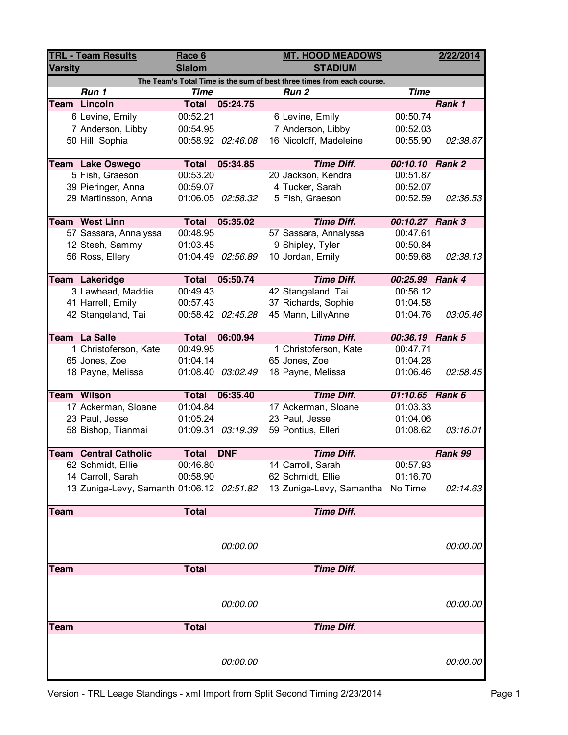| TRL - Team Results | Race 6 | | MT. HOOD MEADOWS | | 2/22/2014 |
|---|---|---|---|---|---|
| Varsity | Slalom | | STADIUM | | |

The Team's Total Time is the sum of best three times from each course.

| Run 1 | Time | | Run 2 | Time | |
|---|---|---|---|---|---|
| **Team Lincoln** | **Total** | **05:24.75** | | | ***Rank 1*** |
| 6 Levine, Emily | 00:52.21 | | 6 Levine, Emily | 00:50.74 | |
| 7 Anderson, Libby | 00:54.95 | | 7 Anderson, Libby | 00:52.03 | |
| 50 Hill, Sophia | 00:58.92 | *02:46.08* | 16 Nicoloff, Madeleine | 00:55.90 | *02:38.67* |
| **Team Lake Oswego** | **Total** | **05:34.85** | ***Time Diff.*** | ***00:10.10*** | ***Rank 2*** |
| 5 Fish, Graeson | 00:53.20 | | 20 Jackson, Kendra | 00:51.87 | |
| 39 Pieringer, Anna | 00:59.07 | | 4 Tucker, Sarah | 00:52.07 | |
| 29 Martinsson, Anna | 01:06.05 | *02:58.32* | 5 Fish, Graeson | 00:52.59 | *02:36.53* |
| **Team West Linn** | **Total** | **05:35.02** | ***Time Diff.*** | ***00:10.27*** | ***Rank 3*** |
| 57 Sassara, Annalyssa | 00:48.95 | | 57 Sassara, Annalyssa | 00:47.61 | |
| 12 Steeh, Sammy | 01:03.45 | | 9 Shipley, Tyler | 00:50.84 | |
| 56 Ross, Ellery | 01:04.49 | *02:56.89* | 10 Jordan, Emily | 00:59.68 | *02:38.13* |
| **Team Lakeridge** | **Total** | **05:50.74** | ***Time Diff.*** | ***00:25.99*** | ***Rank 4*** |
| 3 Lawhead, Maddie | 00:49.43 | | 42 Stangeland, Tai | 00:56.12 | |
| 41 Harrell, Emily | 00:57.43 | | 37 Richards, Sophie | 01:04.58 | |
| 42 Stangeland, Tai | 00:58.42 | *02:45.28* | 45 Mann, LillyAnne | 01:04.76 | *03:05.46* |
| **Team La Salle** | **Total** | **06:00.94** | ***Time Diff.*** | ***00:36.19*** | ***Rank 5*** |
| 1 Christoferson, Kate | 00:49.95 | | 1 Christoferson, Kate | 00:47.71 | |
| 65 Jones, Zoe | 01:04.14 | | 65 Jones, Zoe | 01:04.28 | |
| 18 Payne, Melissa | 01:08.40 | *03:02.49* | 18 Payne, Melissa | 01:06.46 | *02:58.45* |
| **Team Wilson** | **Total** | **06:35.40** | ***Time Diff.*** | ***01:10.65*** | ***Rank 6*** |
| 17 Ackerman, Sloane | 01:04.84 | | 17 Ackerman, Sloane | 01:03.33 | |
| 23 Paul, Jesse | 01:05.24 | | 23 Paul, Jesse | 01:04.06 | |
| 58 Bishop, Tianmai | 01:09.31 | *03:19.39* | 59 Pontius, Elleri | 01:08.62 | *03:16.01* |
| **Team Central Catholic** | **Total** | **DNF** | ***Time Diff.*** | | ***Rank 99*** |
| 62 Schmidt, Ellie | 00:46.80 | | 14 Carroll, Sarah | 00:57.93 | |
| 14 Carroll, Sarah | 00:58.90 | | 62 Schmidt, Ellie | 01:16.70 | |
| 13 Zuniga-Levy, Samanth | 01:06.12 | *02:51.82* | 13 Zuniga-Levy, Samantha | No Time | *02:14.63* |
| **Team** | **Total** | | ***Time Diff.*** | | |
| | | *00:00.00* | | | *00:00.00* |
| **Team** | **Total** | | ***Time Diff.*** | | |
| | | *00:00.00* | | | *00:00.00* |
| **Team** | **Total** | | ***Time Diff.*** | | |
| | | *00:00.00* | | | *00:00.00* |

Version - TRL Leage Standings - xml Import from Split Second Timing 2/23/2014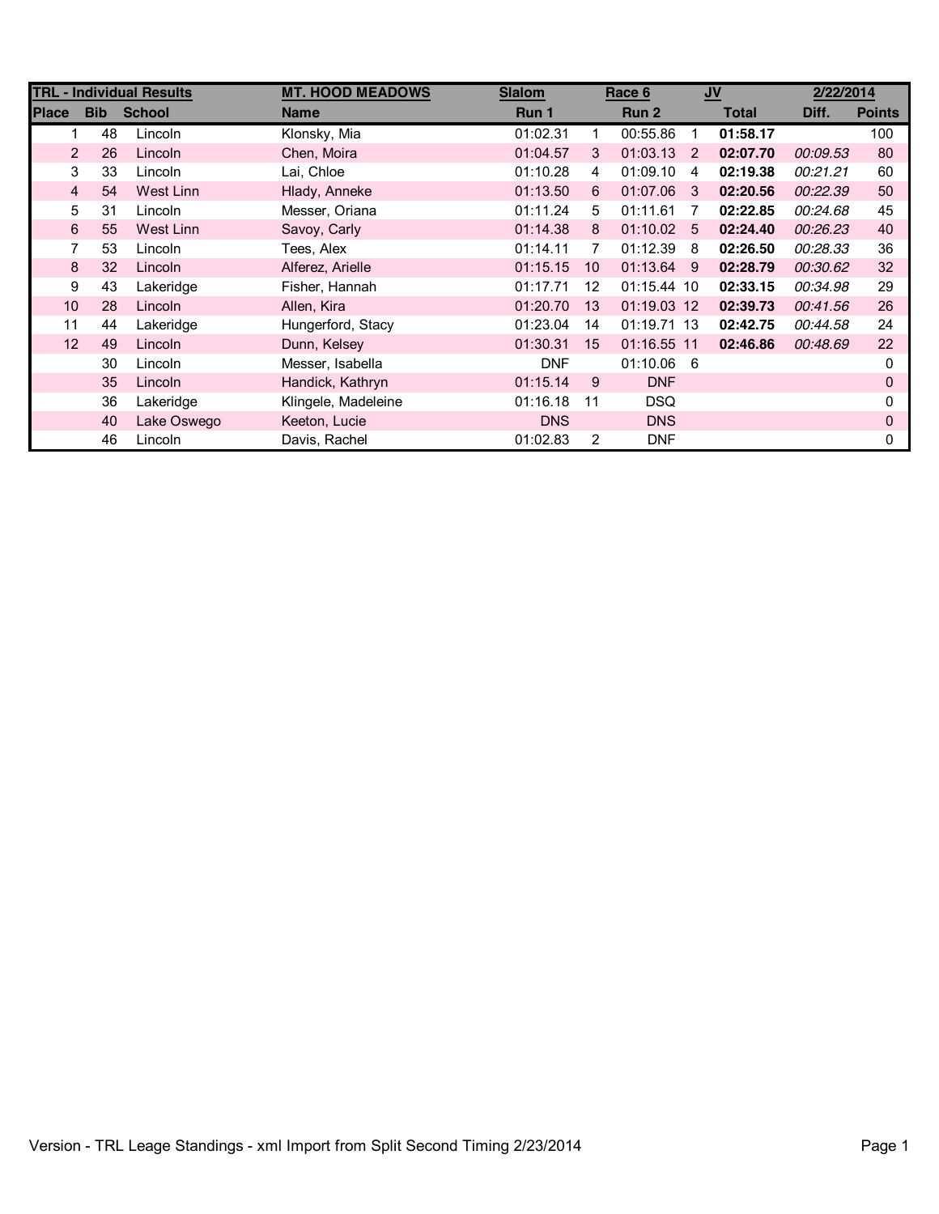| TRL - Individual Results | | | MT. HOOD MEADOWS | Slalom | | Race 6 | | JV | | 2/22/2014 |
|---|---|---|---|---|---|---|---|---|---|---|
| Place | Bib | School | Name | Run 1 | | Run 2 | | Total | Diff. | Points |
| 1 | 48 | Lincoln | Klonsky, Mia | 01:02.31 | 1 | 00:55.86 | 1 | **01:58.17** | | 100 |
| 2 | 26 | Lincoln | Chen, Moira | 01:04.57 | 3 | 01:03.13 | 2 | **02:07.70** | *00:09.53* | 80 |
| 3 | 33 | Lincoln | Lai, Chloe | 01:10.28 | 4 | 01:09.10 | 4 | **02:19.38** | *00:21.21* | 60 |
| 4 | 54 | West Linn | Hlady, Anneke | 01:13.50 | 6 | 01:07.06 | 3 | **02:20.56** | *00:22.39* | 50 |
| 5 | 31 | Lincoln | Messer, Oriana | 01:11.24 | 5 | 01:11.61 | 7 | **02:22.85** | *00:24.68* | 45 |
| 6 | 55 | West Linn | Savoy, Carly | 01:14.38 | 8 | 01:10.02 | 5 | **02:24.40** | *00:26.23* | 40 |
| 7 | 53 | Lincoln | Tees, Alex | 01:14.11 | 7 | 01:12.39 | 8 | **02:26.50** | *00:28.33* | 36 |
| 8 | 32 | Lincoln | Alferez, Arielle | 01:15.15 | 10 | 01:13.64 | 9 | **02:28.79** | *00:30.62* | 32 |
| 9 | 43 | Lakeridge | Fisher, Hannah | 01:17.71 | 12 | 01:15.44 | 10 | **02:33.15** | *00:34.98* | 29 |
| 10 | 28 | Lincoln | Allen, Kira | 01:20.70 | 13 | 01:19.03 | 12 | **02:39.73** | *00:41.56* | 26 |
| 11 | 44 | Lakeridge | Hungerford, Stacy | 01:23.04 | 14 | 01:19.71 | 13 | **02:42.75** | *00:44.58* | 24 |
| 12 | 49 | Lincoln | Dunn, Kelsey | 01:30.31 | 15 | 01:16.55 | 11 | **02:46.86** | *00:48.69* | 22 |
| | 30 | Lincoln | Messer, Isabella | DNF | | 01:10.06 | 6 | | | 0 |
| | 35 | Lincoln | Handick, Kathryn | 01:15.14 | 9 | DNF | | | | 0 |
| | 36 | Lakeridge | Klingele, Madeleine | 01:16.18 | 11 | DSQ | | | | 0 |
| | 40 | Lake Oswego | Keeton, Lucie | DNS | | DNS | | | | 0 |
| | 46 | Lincoln | Davis, Rachel | 01:02.83 | 2 | DNF | | | | 0 |

Version - TRL Leage Standings - xml Import from Split Second Timing 2/23/2014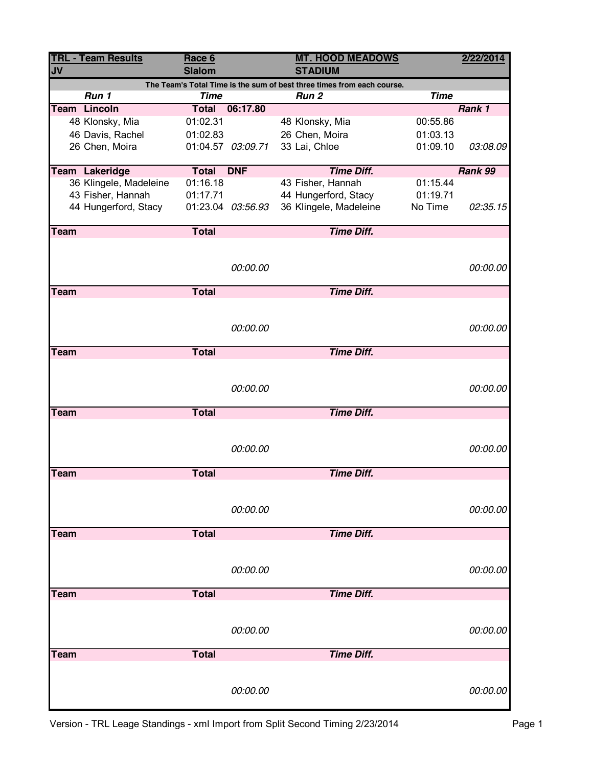| TRL - Team Results | Race 6 | | MT. HOOD MEADOWS | | 2/22/2014 |
|---|---|---|---|---|---|
| JV | Slalom | | STADIUM | | |

The Team's Total Time is the sum of best three times from each course.

| *Run 1* | *Time* | | *Run 2* | *Time* | |
|---|---|---|---|---|---|
| **Team Lincoln** | **Total** | **06:17.80** | | | ***Rank 1*** |
| 48 Klonsky, Mia | 01:02.31 | | 48 Klonsky, Mia | 00:55.86 | |
| 46 Davis, Rachel | 01:02.83 | | 26 Chen, Moira | 01:03.13 | |
| 26 Chen, Moira | 01:04.57 | *03:09.71* | 33 Lai, Chloe | 01:09.10 | *03:08.09* |
| **Team Lakeridge** | **Total** | **DNF** | ***Time Diff.*** | | ***Rank 99*** |
| 36 Klingele, Madeleine | 01:16.18 | | 43 Fisher, Hannah | 01:15.44 | |
| 43 Fisher, Hannah | 01:17.71 | | 44 Hungerford, Stacy | 01:19.71 | |
| 44 Hungerford, Stacy | 01:23.04 | *03:56.93* | 36 Klingele, Madeleine | No Time | *02:35.15* |
| **Team** | **Total** | | ***Time Diff.*** | | |
| | | *00:00.00* | | | *00:00.00* |
| **Team** | **Total** | | ***Time Diff.*** | | |
| | | *00:00.00* | | | *00:00.00* |
| **Team** | **Total** | | ***Time Diff.*** | | |
| | | *00:00.00* | | | *00:00.00* |
| **Team** | **Total** | | ***Time Diff.*** | | |
| | | *00:00.00* | | | *00:00.00* |
| **Team** | **Total** | | ***Time Diff.*** | | |
| | | *00:00.00* | | | *00:00.00* |
| **Team** | **Total** | | ***Time Diff.*** | | |
| | | *00:00.00* | | | *00:00.00* |
| **Team** | **Total** | | ***Time Diff.*** | | |
| | | *00:00.00* | | | *00:00.00* |
| **Team** | **Total** | | ***Time Diff.*** | | |
| | | *00:00.00* | | | *00:00.00* |

Version - TRL Leage Standings - xml Import from Split Second Timing 2/23/2014